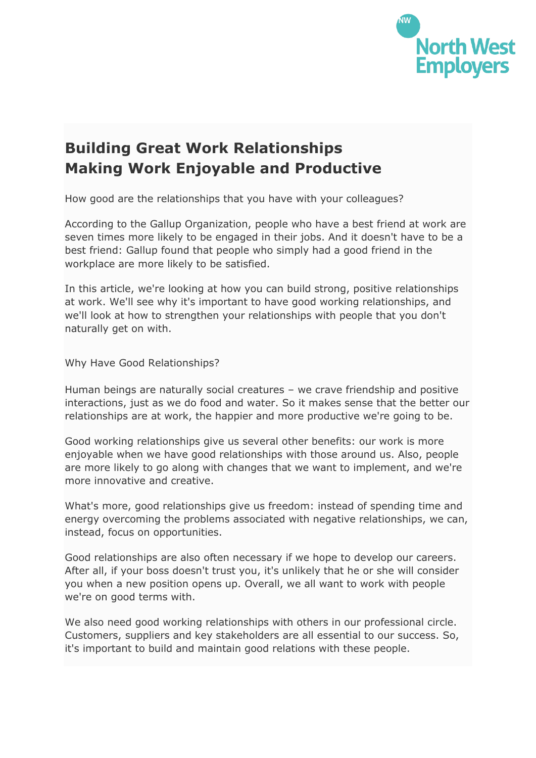# Building Great Work Relationships
# Making Work Enjoyable and Productive

How good are the relationships that you have with your colleagues?

According to the Gallup Organization, people who have a best friend at work are seven times more likely to be engaged in their jobs. And it doesn't have to be a best friend: Gallup found that people who simply had a good friend in the workplace are more likely to be satisfied.

In this article, we're looking at how you can build strong, positive relationships at work. We'll see why it's important to have good working relationships, and we'll look at how to strengthen your relationships with people that you don't naturally get on with.

## Why Have Good Relationships?

Human beings are naturally social creatures – we crave friendship and positive interactions, just as we do food and water. So it makes sense that the better our relationships are at work, the happier and more productive we're going to be.

Good working relationships give us several other benefits: our work is more enjoyable when we have good relationships with those around us. Also, people are more likely to go along with changes that we want to implement, and we're more innovative and creative.

What's more, good relationships give us freedom: instead of spending time and energy overcoming the problems associated with negative relationships, we can, instead, focus on opportunities.

Good relationships are also often necessary if we hope to develop our careers. After all, if your boss doesn't trust you, it's unlikely that he or she will consider you when a new position opens up. Overall, we all want to work with people we're on good terms with.

We also need good working relationships with others in our professional circle. Customers, suppliers and key stakeholders are all essential to our success. So, it's important to build and maintain good relations with these people.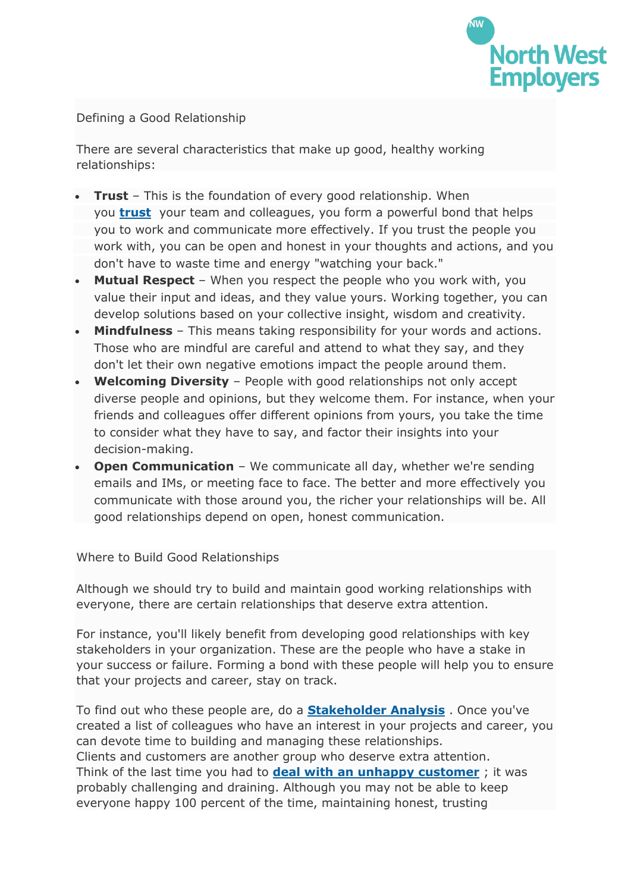Defining a Good Relationship

There are several characteristics that make up good, healthy working relationships:

- **Trust** – This is the foundation of every good relationship. When you **trust** your team and colleagues, you form a powerful bond that helps you to work and communicate more effectively. If you trust the people you work with, you can be open and honest in your thoughts and actions, and you don't have to waste time and energy "watching your back."
- **Mutual Respect** – When you respect the people who you work with, you value their input and ideas, and they value yours. Working together, you can develop solutions based on your collective insight, wisdom and creativity.
- **Mindfulness** – This means taking responsibility for your words and actions. Those who are mindful are careful and attend to what they say, and they don't let their own negative emotions impact the people around them.
- **Welcoming Diversity** – People with good relationships not only accept diverse people and opinions, but they welcome them. For instance, when your friends and colleagues offer different opinions from yours, you take the time to consider what they have to say, and factor their insights into your decision-making.
- **Open Communication** – We communicate all day, whether we're sending emails and IMs, or meeting face to face. The better and more effectively you communicate with those around you, the richer your relationships will be. All good relationships depend on open, honest communication.

Where to Build Good Relationships

Although we should try to build and maintain good working relationships with everyone, there are certain relationships that deserve extra attention.

For instance, you'll likely benefit from developing good relationships with key stakeholders in your organization. These are the people who have a stake in your success or failure. Forming a bond with these people will help you to ensure that your projects and career, stay on track.

To find out who these people are, do a **Stakeholder Analysis** . Once you've created a list of colleagues who have an interest in your projects and career, you can devote time to building and managing these relationships.
Clients and customers are another group who deserve extra attention. Think of the last time you had to **deal with an unhappy customer** ; it was probably challenging and draining. Although you may not be able to keep everyone happy 100 percent of the time, maintaining honest, trusting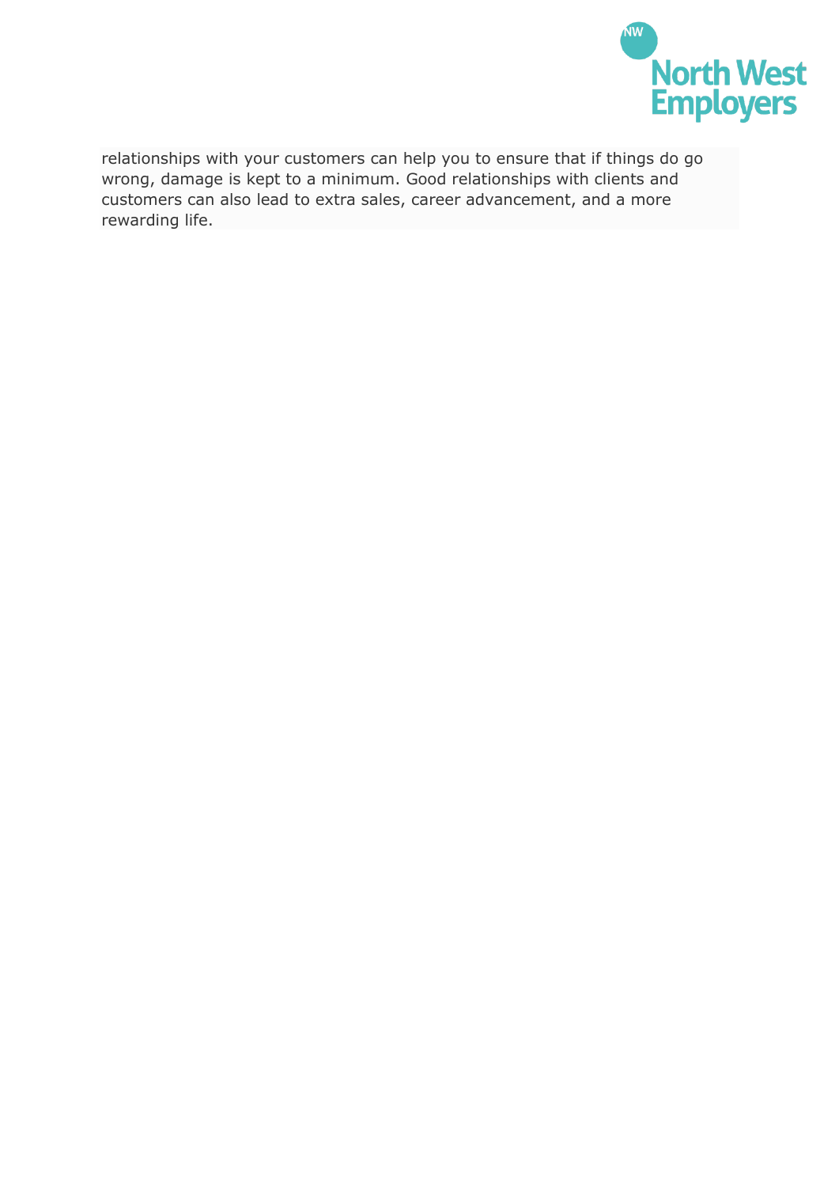relationships with your customers can help you to ensure that if things do go wrong, damage is kept to a minimum. Good relationships with clients and customers can also lead to extra sales, career advancement, and a more rewarding life.